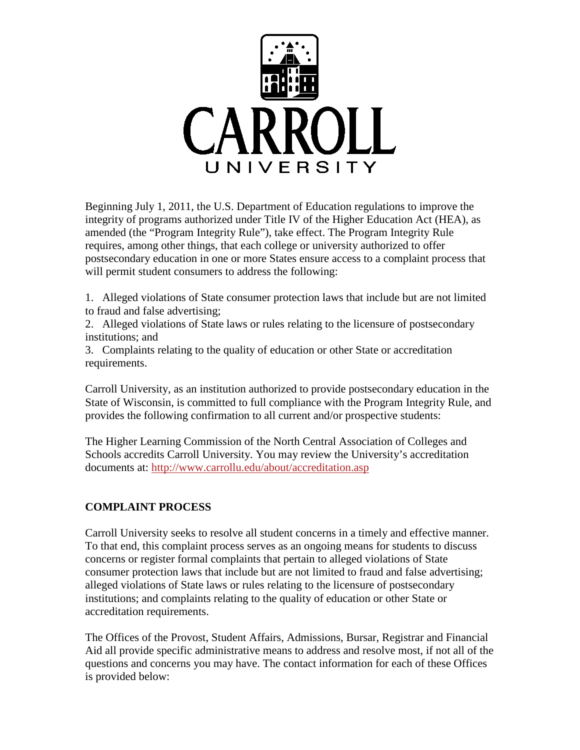# CARROLL UNIVERSITY

Beginning July 1, 2011, the U.S. Department of Education regulations to improve the integrity of programs authorized under Title IV of the Higher Education Act (HEA), as amended (the "Program Integrity Rule"), take effect. The Program Integrity Rule requires, among other things, that each college or university authorized to offer postsecondary education in one or more States ensure access to a complaint process that will permit student consumers to address the following:

1. Alleged violations of State consumer protection laws that include but are not limited to fraud and false advertising;
2. Alleged violations of State laws or rules relating to the licensure of postsecondary institutions; and
3. Complaints relating to the quality of education or other State or accreditation requirements.

Carroll University, as an institution authorized to provide postsecondary education in the State of Wisconsin, is committed to full compliance with the Program Integrity Rule, and provides the following confirmation to all current and/or prospective students:

The Higher Learning Commission of the North Central Association of Colleges and Schools accredits Carroll University. You may review the University's accreditation documents at: http://www.carrollu.edu/about/accreditation.asp

## COMPLAINT PROCESS

Carroll University seeks to resolve all student concerns in a timely and effective manner. To that end, this complaint process serves as an ongoing means for students to discuss concerns or register formal complaints that pertain to alleged violations of State consumer protection laws that include but are not limited to fraud and false advertising; alleged violations of State laws or rules relating to the licensure of postsecondary institutions; and complaints relating to the quality of education or other State or accreditation requirements.

The Offices of the Provost, Student Affairs, Admissions, Bursar, Registrar and Financial Aid all provide specific administrative means to address and resolve most, if not all of the questions and concerns you may have. The contact information for each of these Offices is provided below: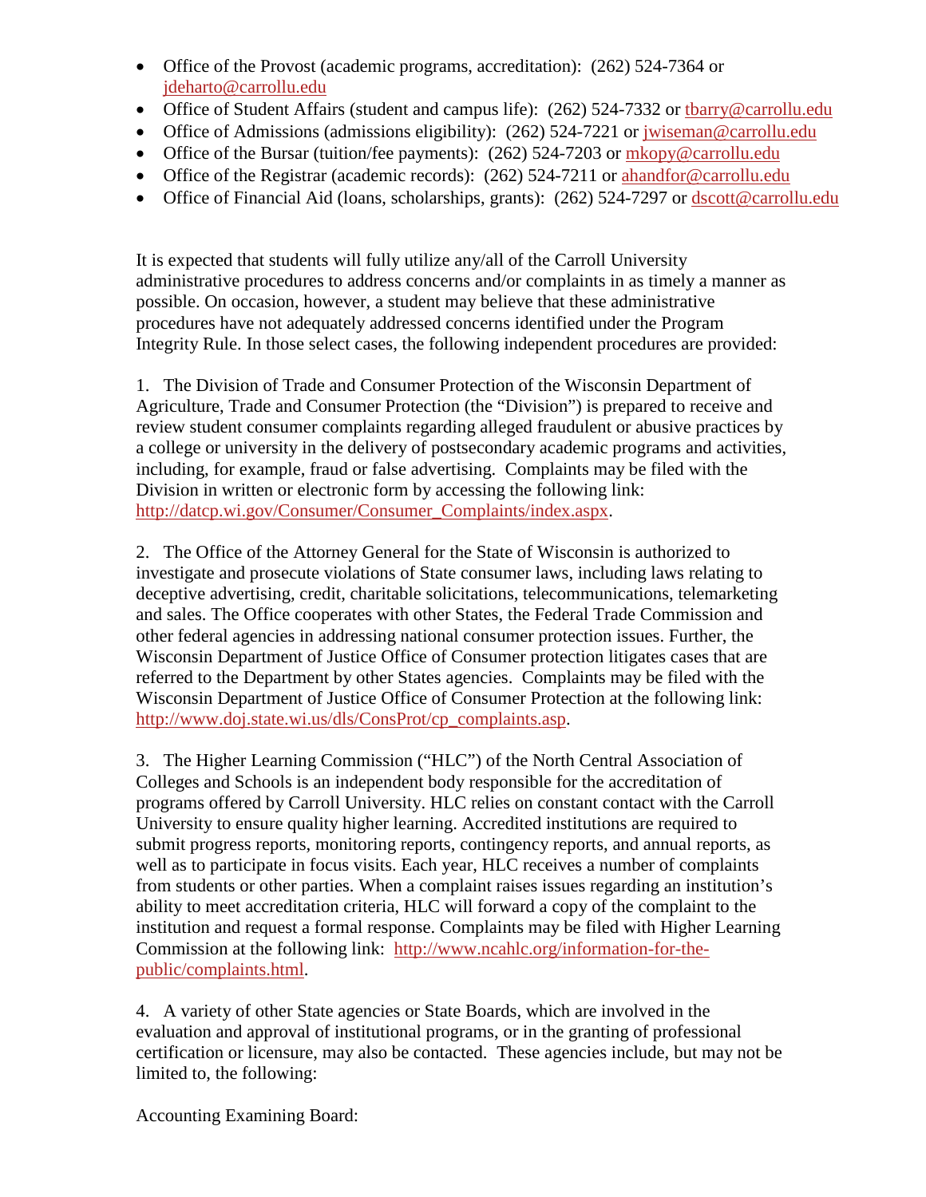- Office of the Provost (academic programs, accreditation): (262) 524-7364 or jdeharto@carrollu.edu
- Office of Student Affairs (student and campus life): (262) 524-7332 or tbarry@carrollu.edu
- Office of Admissions (admissions eligibility): (262) 524-7221 or jwiseman@carrollu.edu
- Office of the Bursar (tuition/fee payments): (262) 524-7203 or mkopy@carrollu.edu
- Office of the Registrar (academic records): (262) 524-7211 or ahandfor@carrollu.edu
- Office of Financial Aid (loans, scholarships, grants): (262) 524-7297 or dscott@carrollu.edu

It is expected that students will fully utilize any/all of the Carroll University administrative procedures to address concerns and/or complaints in as timely a manner as possible. On occasion, however, a student may believe that these administrative procedures have not adequately addressed concerns identified under the Program Integrity Rule. In those select cases, the following independent procedures are provided:

1. The Division of Trade and Consumer Protection of the Wisconsin Department of Agriculture, Trade and Consumer Protection (the "Division") is prepared to receive and review student consumer complaints regarding alleged fraudulent or abusive practices by a college or university in the delivery of postsecondary academic programs and activities, including, for example, fraud or false advertising. Complaints may be filed with the Division in written or electronic form by accessing the following link: http://datcp.wi.gov/Consumer/Consumer_Complaints/index.aspx.

2. The Office of the Attorney General for the State of Wisconsin is authorized to investigate and prosecute violations of State consumer laws, including laws relating to deceptive advertising, credit, charitable solicitations, telecommunications, telemarketing and sales. The Office cooperates with other States, the Federal Trade Commission and other federal agencies in addressing national consumer protection issues. Further, the Wisconsin Department of Justice Office of Consumer protection litigates cases that are referred to the Department by other States agencies. Complaints may be filed with the Wisconsin Department of Justice Office of Consumer Protection at the following link: http://www.doj.state.wi.us/dls/ConsProt/cp_complaints.asp.

3. The Higher Learning Commission ("HLC") of the North Central Association of Colleges and Schools is an independent body responsible for the accreditation of programs offered by Carroll University. HLC relies on constant contact with the Carroll University to ensure quality higher learning. Accredited institutions are required to submit progress reports, monitoring reports, contingency reports, and annual reports, as well as to participate in focus visits. Each year, HLC receives a number of complaints from students or other parties. When a complaint raises issues regarding an institution's ability to meet accreditation criteria, HLC will forward a copy of the complaint to the institution and request a formal response. Complaints may be filed with Higher Learning Commission at the following link: http://www.ncahlc.org/information-for-the-public/complaints.html.

4. A variety of other State agencies or State Boards, which are involved in the evaluation and approval of institutional programs, or in the granting of professional certification or licensure, may also be contacted. These agencies include, but may not be limited to, the following:

Accounting Examining Board: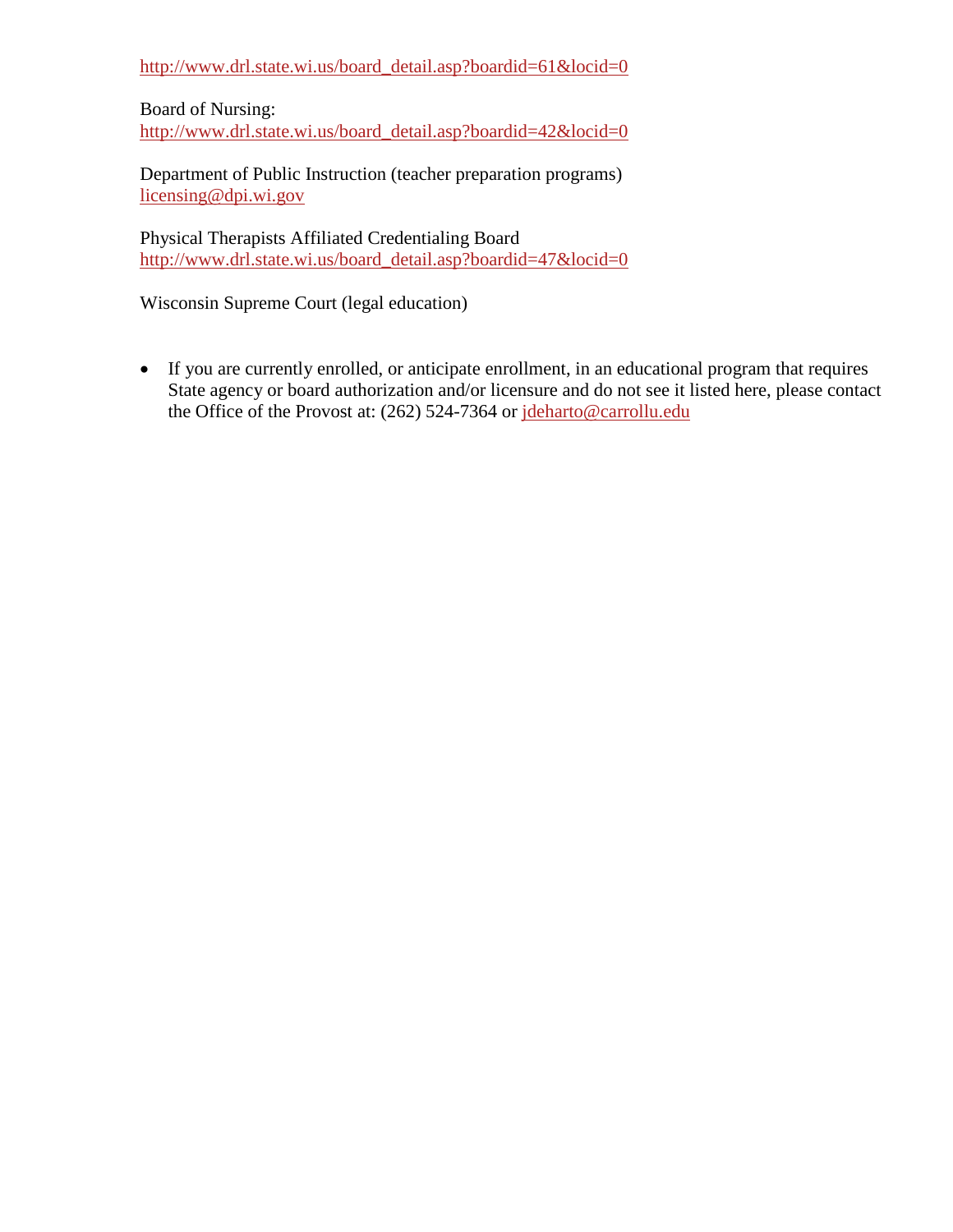http://www.drl.state.wi.us/board_detail.asp?boardid=61&locid=0

Board of Nursing:
http://www.drl.state.wi.us/board_detail.asp?boardid=42&locid=0

Department of Public Instruction (teacher preparation programs)
licensing@dpi.wi.gov

Physical Therapists Affiliated Credentialing Board
http://www.drl.state.wi.us/board_detail.asp?boardid=47&locid=0

Wisconsin Supreme Court (legal education)

- If you are currently enrolled, or anticipate enrollment, in an educational program that requires State agency or board authorization and/or licensure and do not see it listed here, please contact the Office of the Provost at: (262) 524-7364 or jdeharto@carrollu.edu